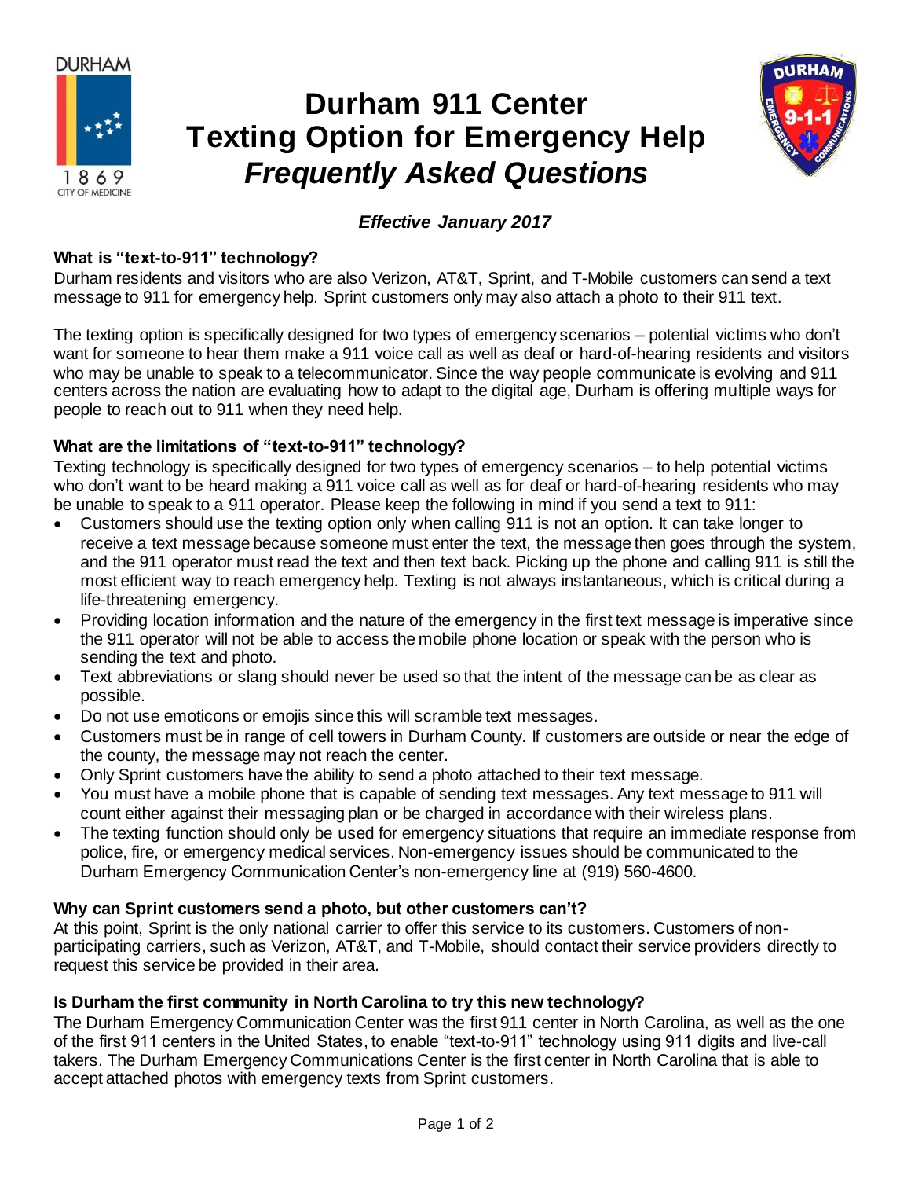# Durham 911 Center
# Texting Option for Emergency Help
# *Frequently Asked Questions*

***Effective January 2017***

**What is "text-to-911" technology?**

Durham residents and visitors who are also Verizon, AT&T, Sprint, and T-Mobile customers can send a text message to 911 for emergency help. Sprint customers only may also attach a photo to their 911 text.

The texting option is specifically designed for two types of emergency scenarios – potential victims who don't want for someone to hear them make a 911 voice call as well as deaf or hard-of-hearing residents and visitors who may be unable to speak to a telecommunicator. Since the way people communicate is evolving and 911 centers across the nation are evaluating how to adapt to the digital age, Durham is offering multiple ways for people to reach out to 911 when they need help.

**What are the limitations of "text-to-911" technology?**

Texting technology is specifically designed for two types of emergency scenarios – to help potential victims who don't want to be heard making a 911 voice call as well as for deaf or hard-of-hearing residents who may be unable to speak to a 911 operator. Please keep the following in mind if you send a text to 911:

- Customers should use the texting option only when calling 911 is not an option. It can take longer to receive a text message because someone must enter the text, the message then goes through the system, and the 911 operator must read the text and then text back. Picking up the phone and calling 911 is still the most efficient way to reach emergency help. Texting is not always instantaneous, which is critical during a life-threatening emergency.
- Providing location information and the nature of the emergency in the first text message is imperative since the 911 operator will not be able to access the mobile phone location or speak with the person who is sending the text and photo.
- Text abbreviations or slang should never be used so that the intent of the message can be as clear as possible.
- Do not use emoticons or emojis since this will scramble text messages.
- Customers must be in range of cell towers in Durham County. If customers are outside or near the edge of the county, the message may not reach the center.
- Only Sprint customers have the ability to send a photo attached to their text message.
- You must have a mobile phone that is capable of sending text messages. Any text message to 911 will count either against their messaging plan or be charged in accordance with their wireless plans.
- The texting function should only be used for emergency situations that require an immediate response from police, fire, or emergency medical services. Non-emergency issues should be communicated to the Durham Emergency Communication Center's non-emergency line at (919) 560-4600.

**Why can Sprint customers send a photo, but other customers can't?**

At this point, Sprint is the only national carrier to offer this service to its customers. Customers of non-participating carriers, such as Verizon, AT&T, and T-Mobile, should contact their service providers directly to request this service be provided in their area.

**Is Durham the first community in North Carolina to try this new technology?**

The Durham Emergency Communication Center was the first 911 center in North Carolina, as well as the one of the first 911 centers in the United States, to enable "text-to-911" technology using 911 digits and live-call takers. The Durham Emergency Communications Center is the first center in North Carolina that is able to accept attached photos with emergency texts from Sprint customers.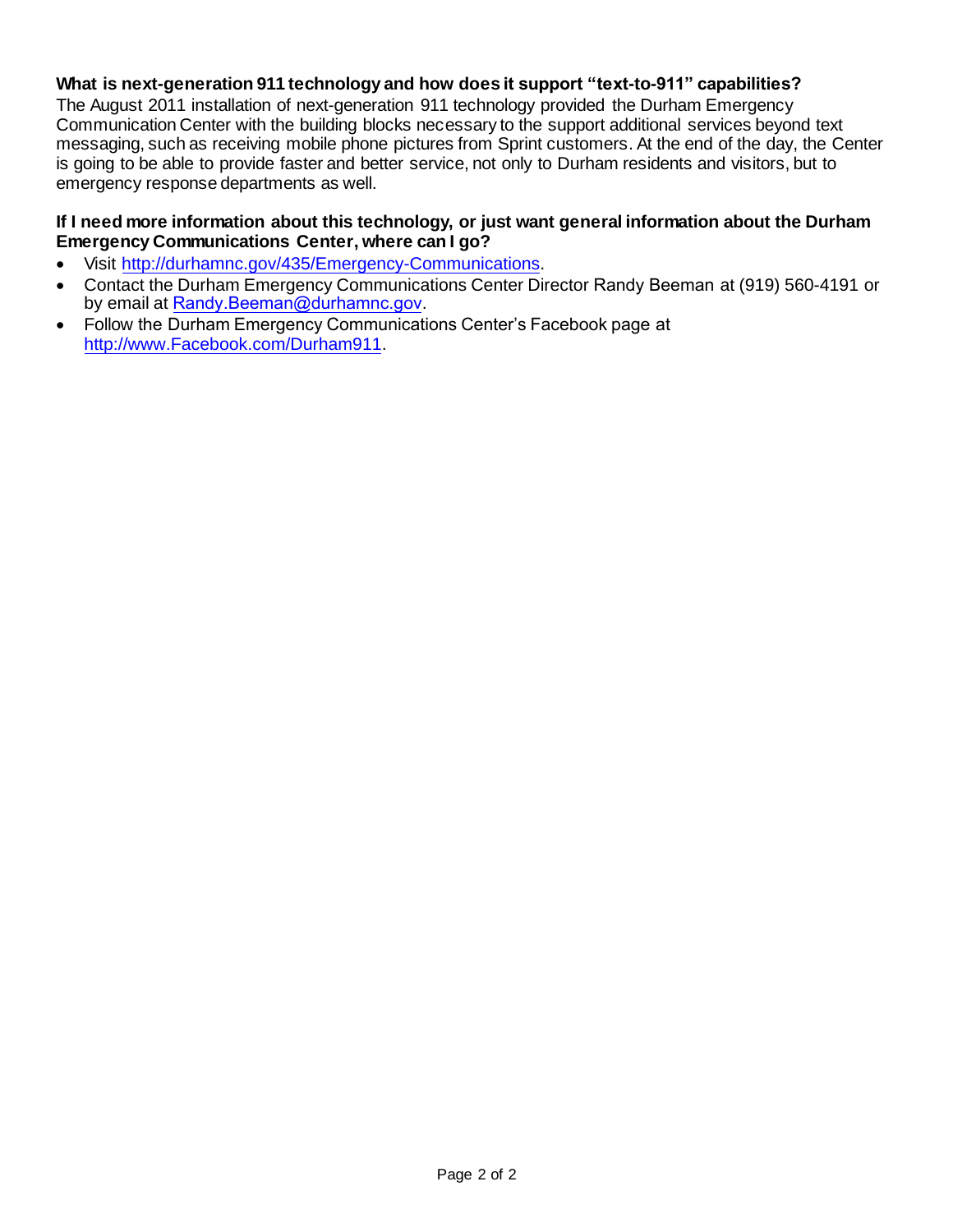**What is next-generation 911 technology and how does it support "text-to-911" capabilities?**

The August 2011 installation of next-generation 911 technology provided the Durham Emergency Communication Center with the building blocks necessary to the support additional services beyond text messaging, such as receiving mobile phone pictures from Sprint customers. At the end of the day, the Center is going to be able to provide faster and better service, not only to Durham residents and visitors, but to emergency response departments as well.

**If I need more information about this technology, or just want general information about the Durham Emergency Communications Center, where can I go?**

- Visit http://durhamnc.gov/435/Emergency-Communications.
- Contact the Durham Emergency Communications Center Director Randy Beeman at (919) 560-4191 or by email at Randy.Beeman@durhamnc.gov.
- Follow the Durham Emergency Communications Center's Facebook page at http://www.Facebook.com/Durham911.